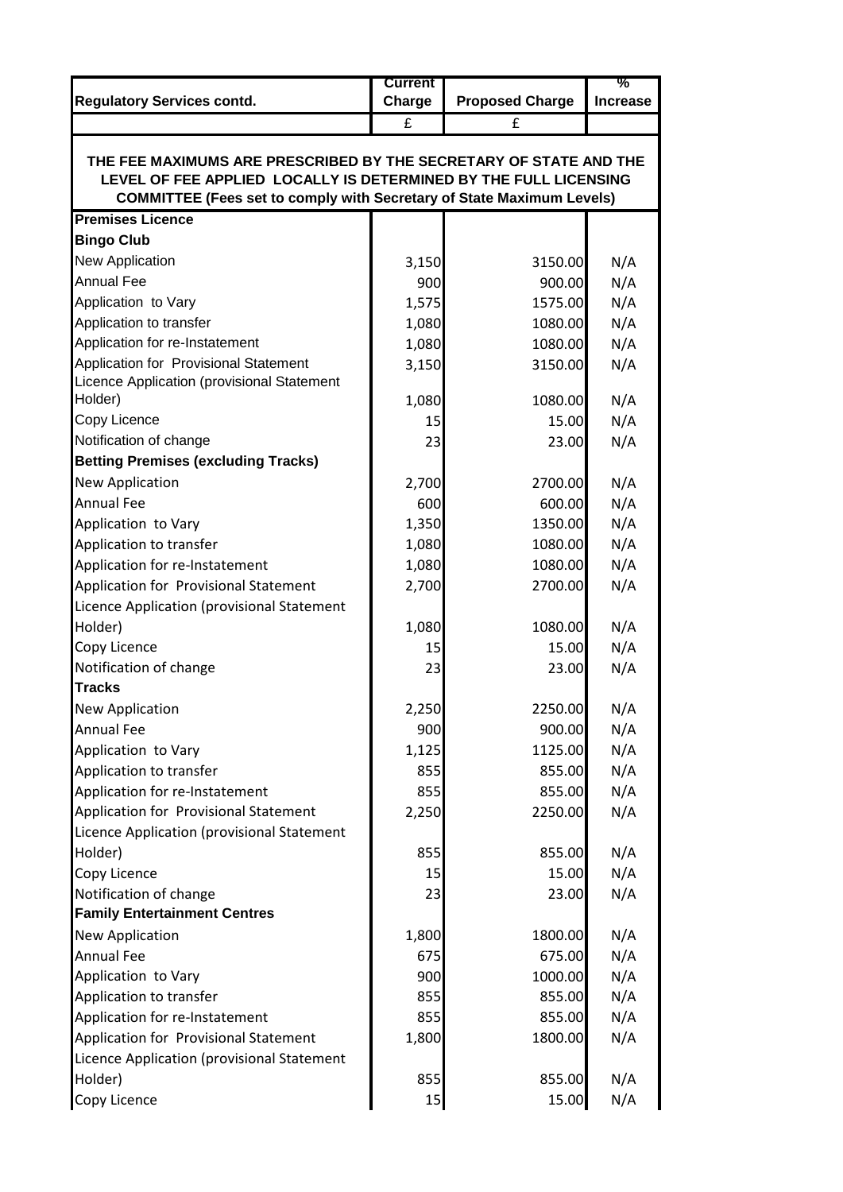| Regulatory Services contd. | Current Charge | Proposed Charge | % Increase |
|---|---|---|---|
| | £ | £ | |
| **THE FEE MAXIMUMS ARE PRESCRIBED BY THE SECRETARY OF STATE AND THE LEVEL OF FEE APPLIED LOCALLY IS DETERMINED BY THE FULL LICENSING COMMITTEE (Fees set to comply with Secretary of State Maximum Levels)** | | | |
| **Premises Licence** | | | |
| **Bingo Club** | | | |
| New Application | 3,150 | 3150.00 | N/A |
| Annual Fee | 900 | 900.00 | N/A |
| Application to Vary | 1,575 | 1575.00 | N/A |
| Application to transfer | 1,080 | 1080.00 | N/A |
| Application for re-Instatement | 1,080 | 1080.00 | N/A |
| Application for Provisional Statement | 3,150 | 3150.00 | N/A |
| Licence Application (provisional Statement Holder) | 1,080 | 1080.00 | N/A |
| Copy Licence | 15 | 15.00 | N/A |
| Notification of change | 23 | 23.00 | N/A |
| **Betting Premises (excluding Tracks)** | | | |
| New Application | 2,700 | 2700.00 | N/A |
| Annual Fee | 600 | 600.00 | N/A |
| Application to Vary | 1,350 | 1350.00 | N/A |
| Application to transfer | 1,080 | 1080.00 | N/A |
| Application for re-Instatement | 1,080 | 1080.00 | N/A |
| Application for Provisional Statement | 2,700 | 2700.00 | N/A |
| Licence Application (provisional Statement Holder) | 1,080 | 1080.00 | N/A |
| Copy Licence | 15 | 15.00 | N/A |
| Notification of change | 23 | 23.00 | N/A |
| **Tracks** | | | |
| New Application | 2,250 | 2250.00 | N/A |
| Annual Fee | 900 | 900.00 | N/A |
| Application to Vary | 1,125 | 1125.00 | N/A |
| Application to transfer | 855 | 855.00 | N/A |
| Application for re-Instatement | 855 | 855.00 | N/A |
| Application for Provisional Statement | 2,250 | 2250.00 | N/A |
| Licence Application (provisional Statement Holder) | 855 | 855.00 | N/A |
| Copy Licence | 15 | 15.00 | N/A |
| Notification of change | 23 | 23.00 | N/A |
| **Family Entertainment Centres** | | | |
| New Application | 1,800 | 1800.00 | N/A |
| Annual Fee | 675 | 675.00 | N/A |
| Application to Vary | 900 | 1000.00 | N/A |
| Application to transfer | 855 | 855.00 | N/A |
| Application for re-Instatement | 855 | 855.00 | N/A |
| Application for Provisional Statement | 1,800 | 1800.00 | N/A |
| Licence Application (provisional Statement Holder) | 855 | 855.00 | N/A |
| Copy Licence | 15 | 15.00 | N/A |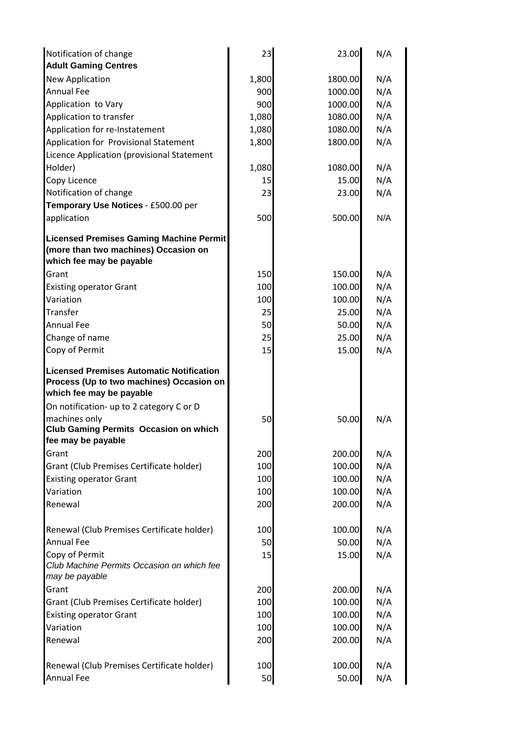| | | | |
|---|---|---|---|
| Notification of change | 23 | 23.00 | N/A |
| **Adult Gaming Centres** | | | |
| New Application | 1,800 | 1800.00 | N/A |
| Annual Fee | 900 | 1000.00 | N/A |
| Application to Vary | 900 | 1000.00 | N/A |
| Application to transfer | 1,080 | 1080.00 | N/A |
| Application for re-Instatement | 1,080 | 1080.00 | N/A |
| Application for Provisional Statement | 1,800 | 1800.00 | N/A |
| Licence Application (provisional Statement Holder) | 1,080 | 1080.00 | N/A |
| Copy Licence | 15 | 15.00 | N/A |
| Notification of change | 23 | 23.00 | N/A |
| **Temporary Use Notices** - £500.00 per application | 500 | 500.00 | N/A |
| **Licensed Premises Gaming Machine Permit (more than two machines) Occasion on which fee may be payable** | | | |
| Grant | 150 | 150.00 | N/A |
| Existing operator Grant | 100 | 100.00 | N/A |
| Variation | 100 | 100.00 | N/A |
| Transfer | 25 | 25.00 | N/A |
| Annual Fee | 50 | 50.00 | N/A |
| Change of name | 25 | 25.00 | N/A |
| Copy of Permit | 15 | 15.00 | N/A |
| **Licensed Premises Automatic Notification Process (Up to two machines) Occasion on which fee may be payable** | | | |
| On notification- up to 2 category C or D machines only | 50 | 50.00 | N/A |
| **Club Gaming Permits Occasion on which fee may be payable** | | | |
| Grant | 200 | 200.00 | N/A |
| Grant (Club Premises Certificate holder) | 100 | 100.00 | N/A |
| Existing operator Grant | 100 | 100.00 | N/A |
| Variation | 100 | 100.00 | N/A |
| Renewal | 200 | 200.00 | N/A |
| Renewal (Club Premises Certificate holder) | 100 | 100.00 | N/A |
| Annual Fee | 50 | 50.00 | N/A |
| Copy of Permit | 15 | 15.00 | N/A |
| *Club Machine Permits Occasion on which fee may be payable* | | | |
| Grant | 200 | 200.00 | N/A |
| Grant (Club Premises Certificate holder) | 100 | 100.00 | N/A |
| Existing operator Grant | 100 | 100.00 | N/A |
| Variation | 100 | 100.00 | N/A |
| Renewal | 200 | 200.00 | N/A |
| Renewal (Club Premises Certificate holder) | 100 | 100.00 | N/A |
| Annual Fee | 50 | 50.00 | N/A |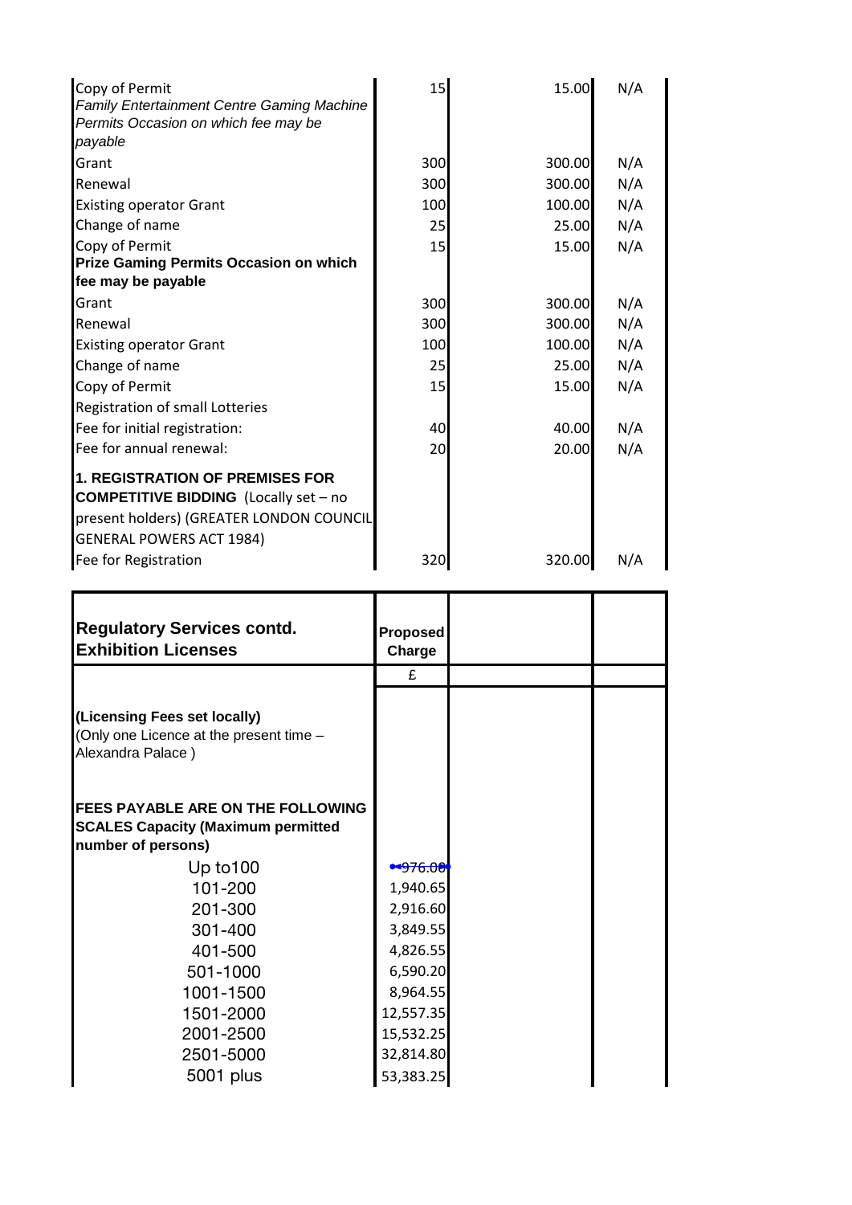| | | | |
|---|---|---|---|
| Copy of Permit | 15 | 15.00 | N/A |
| *Family Entertainment Centre Gaming Machine Permits Occasion on which fee may be payable* | | | |
| Grant | 300 | 300.00 | N/A |
| Renewal | 300 | 300.00 | N/A |
| Existing operator Grant | 100 | 100.00 | N/A |
| Change of name | 25 | 25.00 | N/A |
| Copy of Permit | 15 | 15.00 | N/A |
| **Prize Gaming Permits Occasion on which fee may be payable** | | | |
| Grant | 300 | 300.00 | N/A |
| Renewal | 300 | 300.00 | N/A |
| Existing operator Grant | 100 | 100.00 | N/A |
| Change of name | 25 | 25.00 | N/A |
| Copy of Permit | 15 | 15.00 | N/A |
| Registration of small Lotteries | | | |
| Fee for initial registration: | 40 | 40.00 | N/A |
| Fee for annual renewal: | 20 | 20.00 | N/A |
| **1. REGISTRATION OF PREMISES FOR COMPETITIVE BIDDING** (Locally set – no present holders) (GREATER LONDON COUNCIL GENERAL POWERS ACT 1984) | | | |
| Fee for Registration | 320 | 320.00 | N/A |

| **Regulatory Services contd. Exhibition Licenses** | **Proposed Charge** | | |
|---|---|---|---|
| | £ | | |
| **(Licensing Fees set locally)** (Only one Licence at the present time – Alexandra Palace ) | | | |
| **FEES PAYABLE ARE ON THE FOLLOWING SCALES Capacity (Maximum permitted number of persons)** | | | |
| Up to100 | 976.00 | | |
| 101-200 | 1,940.65 | | |
| 201-300 | 2,916.60 | | |
| 301-400 | 3,849.55 | | |
| 401-500 | 4,826.55 | | |
| 501-1000 | 6,590.20 | | |
| 1001-1500 | 8,964.55 | | |
| 1501-2000 | 12,557.35 | | |
| 2001-2500 | 15,532.25 | | |
| 2501-5000 | 32,814.80 | | |
| 5001 plus | 53,383.25 | | |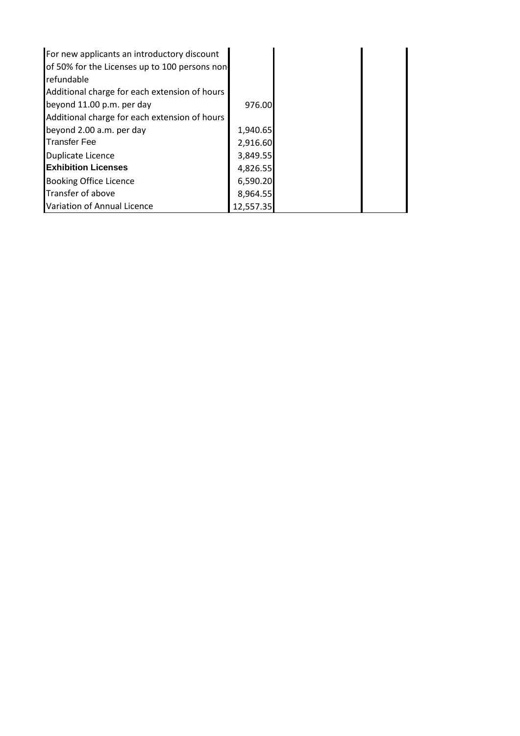| | | | |
|---|---|---|---|
| For new applicants an introductory discount of 50% for the Licenses up to 100 persons non-refundable | | | |
| Additional charge for each extension of hours beyond 11.00 p.m. per day | 976.00 | | |
| Additional charge for each extension of hours beyond 2.00 a.m. per day | 1,940.65 | | |
| Transfer Fee | 2,916.60 | | |
| Duplicate Licence | 3,849.55 | | |
| **Exhibition Licenses** | 4,826.55 | | |
| Booking Office Licence | 6,590.20 | | |
| Transfer of above | 8,964.55 | | |
| Variation of Annual Licence | 12,557.35 | | |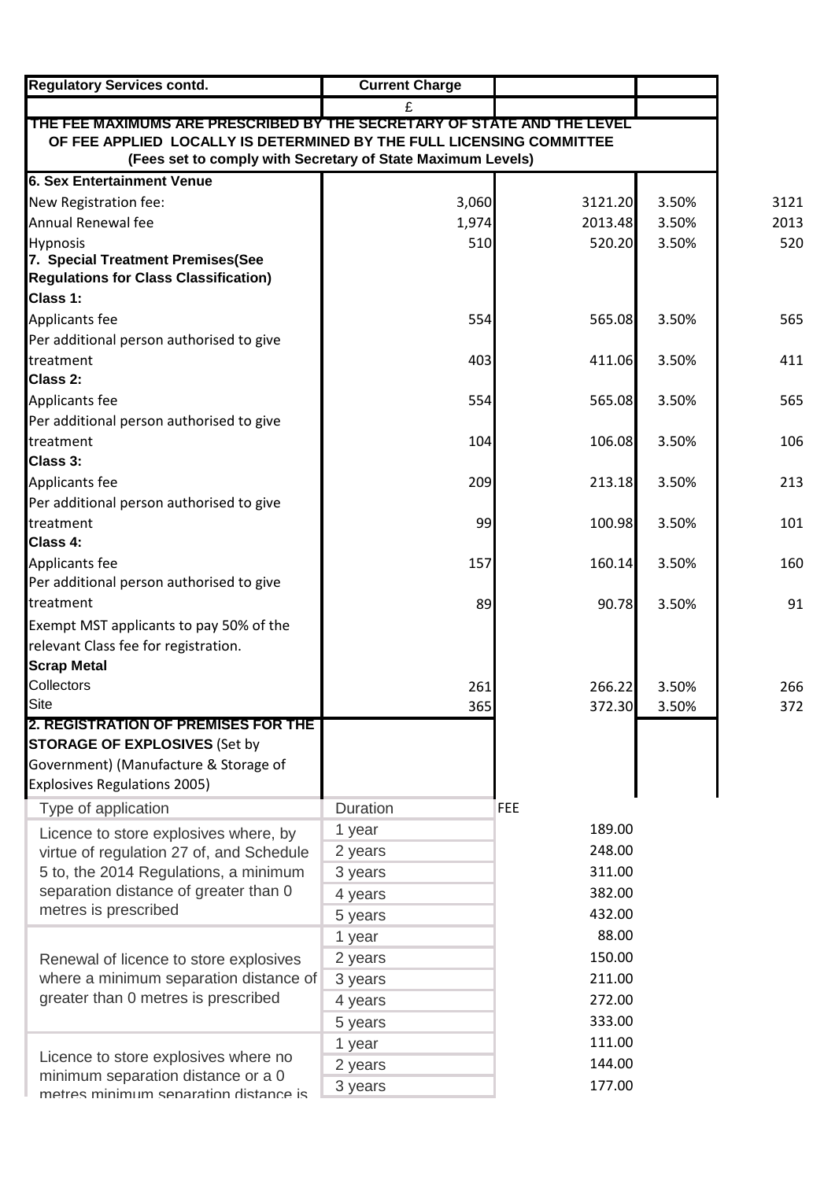| Regulatory Services contd. | Current Charge | | | |
|---|---|---|---|---|
| | £ | | | |
| **THE FEE MAXIMUMS ARE PRESCRIBED BY THE SECRETARY OF STATE AND THE LEVEL OF FEE APPLIED LOCALLY IS DETERMINED BY THE FULL LICENSING COMMITTEE (Fees set to comply with Secretary of State Maximum Levels)** | | | | |
| **6. Sex Entertainment Venue** | | | | |
| New Registration fee: | 3,060 | 3121.20 | 3.50% | 3121 |
| Annual Renewal fee | 1,974 | 2013.48 | 3.50% | 2013 |
| Hypnosis | 510 | 520.20 | 3.50% | 520 |
| **7. Special Treatment Premises(See Regulations for Class Classification)** | | | | |
| **Class 1:** | | | | |
| Applicants fee | 554 | 565.08 | 3.50% | 565 |
| Per additional person authorised to give treatment | 403 | 411.06 | 3.50% | 411 |
| **Class 2:** | | | | |
| Applicants fee | 554 | 565.08 | 3.50% | 565 |
| Per additional person authorised to give treatment | 104 | 106.08 | 3.50% | 106 |
| **Class 3:** | | | | |
| Applicants fee | 209 | 213.18 | 3.50% | 213 |
| Per additional person authorised to give treatment | 99 | 100.98 | 3.50% | 101 |
| **Class 4:** | | | | |
| Applicants fee | 157 | 160.14 | 3.50% | 160 |
| Per additional person authorised to give treatment | 89 | 90.78 | 3.50% | 91 |
| Exempt MST applicants to pay 50% of the relevant Class fee for registration. | | | | |
| **Scrap Metal** | | | | |
| Collectors | 261 | 266.22 | 3.50% | 266 |
| Site | 365 | 372.30 | 3.50% | 372 |
| **2. REGISTRATION OF PREMISES FOR THE STORAGE OF EXPLOSIVES** (Set by Government) (Manufacture & Storage of Explosives Regulations 2005) | | | | |

| Type of application | Duration | FEE |
|---|---|---|
| Licence to store explosives where, by virtue of regulation 27 of, and Schedule 5 to, the 2014 Regulations, a minimum separation distance of greater than 0 metres is prescribed | 1 year | 189.00 |
| | 2 years | 248.00 |
| | 3 years | 311.00 |
| | 4 years | 382.00 |
| | 5 years | 432.00 |
| Renewal of licence to store explosives where a minimum separation distance of greater than 0 metres is prescribed | 1 year | 88.00 |
| | 2 years | 150.00 |
| | 3 years | 211.00 |
| | 4 years | 272.00 |
| | 5 years | 333.00 |
| Licence to store explosives where no minimum separation distance or a 0 metres minimum separation distance is | 1 year | 111.00 |
| | 2 years | 144.00 |
| | 3 years | 177.00 |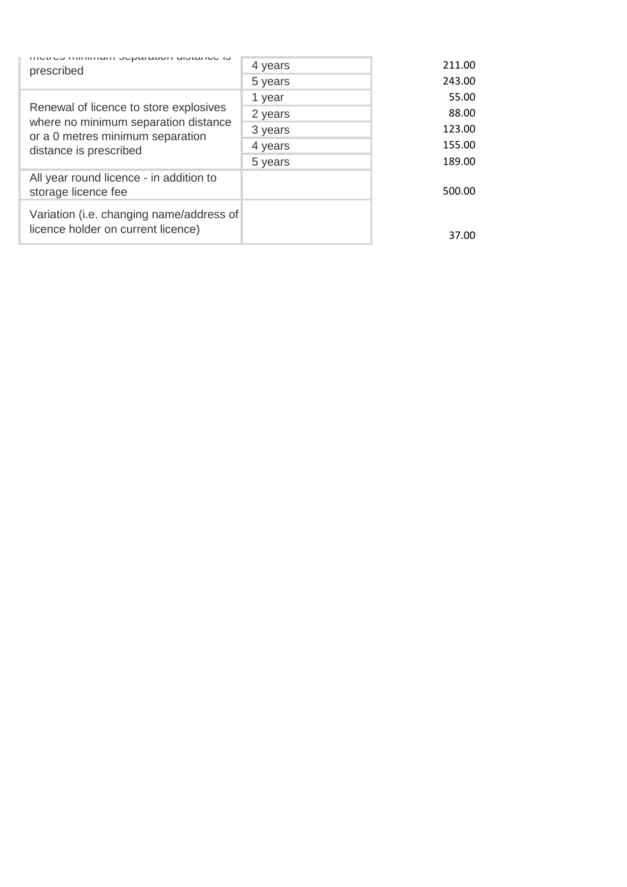| | | |
|---|---|---|
| metres minimum separation distance is prescribed | 4 years | 211.00 |
| | 5 years | 243.00 |
| Renewal of licence to store explosives where no minimum separation distance or a 0 metres minimum separation distance is prescribed | 1 year | 55.00 |
| | 2 years | 88.00 |
| | 3 years | 123.00 |
| | 4 years | 155.00 |
| | 5 years | 189.00 |
| All year round licence - in addition to storage licence fee | | 500.00 |
| Variation (i.e. changing name/address of licence holder on current licence) | | 37.00 |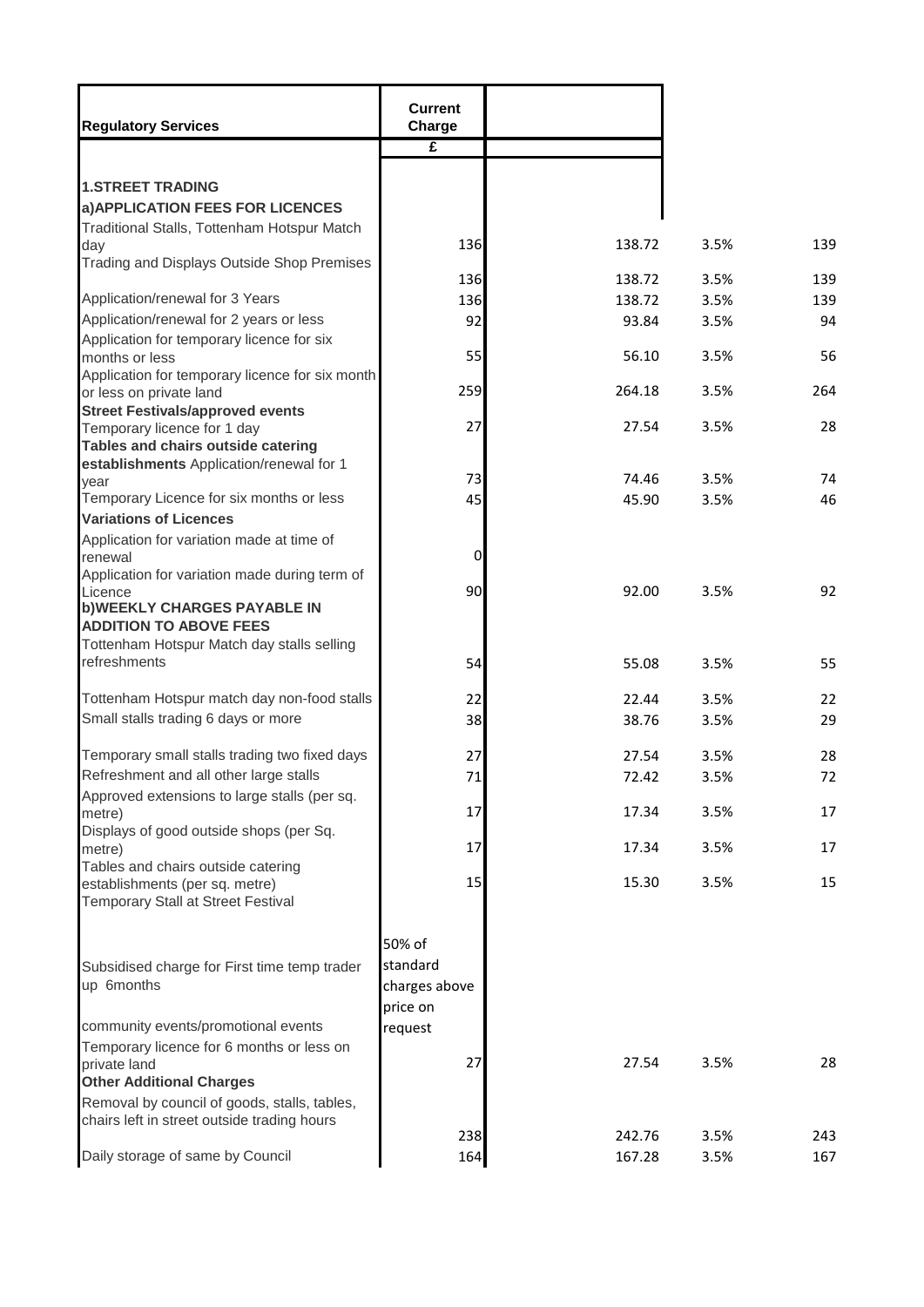| Regulatory Services | Current Charge | | | |
|---|---|---|---|---|
| | £ | | | |
| **1.STREET TRADING** | | | | |
| **a)APPLICATION FEES FOR LICENCES** | | | | |
| Traditional Stalls, Tottenham Hotspur Match day | 136 | 138.72 | 3.5% | 139 |
| Trading and Displays Outside Shop Premises | 136 | 138.72 | 3.5% | 139 |
| Application/renewal for 3 Years | 136 | 138.72 | 3.5% | 139 |
| Application/renewal for 2 years or less | 92 | 93.84 | 3.5% | 94 |
| Application for temporary licence for six months or less | 55 | 56.10 | 3.5% | 56 |
| Application for temporary licence for six month or less on private land | 259 | 264.18 | 3.5% | 264 |
| **Street Festivals/approved events** Temporary licence for 1 day | 27 | 27.54 | 3.5% | 28 |
| **Tables and chairs outside catering establishments** Application/renewal for 1 year | 73 | 74.46 | 3.5% | 74 |
| Temporary Licence for six months or less | 45 | 45.90 | 3.5% | 46 |
| **Variations of Licences** | | | | |
| Application for variation made at time of renewal | 0 | | | |
| Application for variation made during term of Licence | 90 | 92.00 | 3.5% | 92 |
| **b)WEEKLY CHARGES PAYABLE IN ADDITION TO ABOVE FEES** | | | | |
| Tottenham Hotspur Match day stalls selling refreshments | 54 | 55.08 | 3.5% | 55 |
| Tottenham Hotspur match day non-food stalls | 22 | 22.44 | 3.5% | 22 |
| Small stalls trading 6 days or more | 38 | 38.76 | 3.5% | 29 |
| Temporary small stalls trading two fixed days | 27 | 27.54 | 3.5% | 28 |
| Refreshment and all other large stalls | 71 | 72.42 | 3.5% | 72 |
| Approved extensions to large stalls (per sq. metre) | 17 | 17.34 | 3.5% | 17 |
| Displays of good outside shops (per Sq. metre) | 17 | 17.34 | 3.5% | 17 |
| Tables and chairs outside catering establishments (per sq. metre) | 15 | 15.30 | 3.5% | 15 |
| Temporary Stall at Street Festival | | | | |
| Subsidised charge for First time temp trader up 6months | 50% of standard charges above | | | |
| community events/promotional events | price on request | | | |
| Temporary licence for 6 months or less on private land | 27 | 27.54 | 3.5% | 28 |
| **Other Additional Charges** | | | | |
| Removal by council of goods, stalls, tables, chairs left in street outside trading hours | 238 | 242.76 | 3.5% | 243 |
| Daily storage of same by Council | 164 | 167.28 | 3.5% | 167 |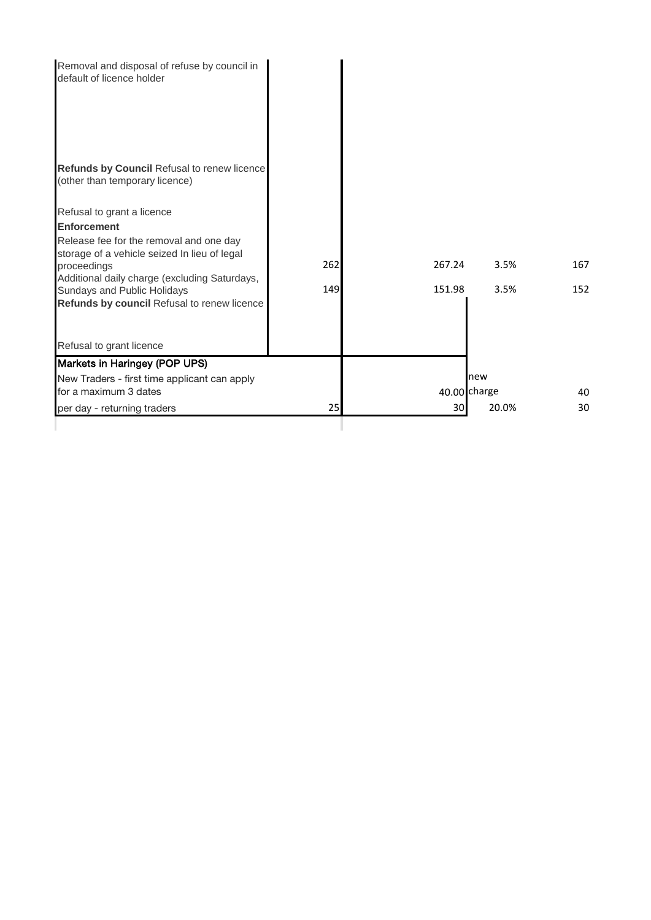| | | | | |
|---|---|---|---|---|
| Removal and disposal of refuse by council in default of licence holder | | | | |
| **Refunds by Council** Refusal to renew licence (other than temporary licence) | | | | |
| Refusal to grant a licence | | | | |
| **Enforcement** | | | | |
| Release fee for the removal and one day storage of a vehicle seized In lieu of legal proceedings | 262 | 267.24 | 3.5% | 167 |
| Additional daily charge (excluding Saturdays, Sundays and Public Holidays | 149 | 151.98 | 3.5% | 152 |
| **Refunds by council** Refusal to renew licence | | | | |
| Refusal to grant licence | | | | |
| Markets in Haringey (POP UPS) | | | | |
| New Traders - first time applicant can apply for a maximum 3 dates | | 40.00 | new charge | 40 |
| per day - returning traders | 25 | 30 | 20.0% | 30 |